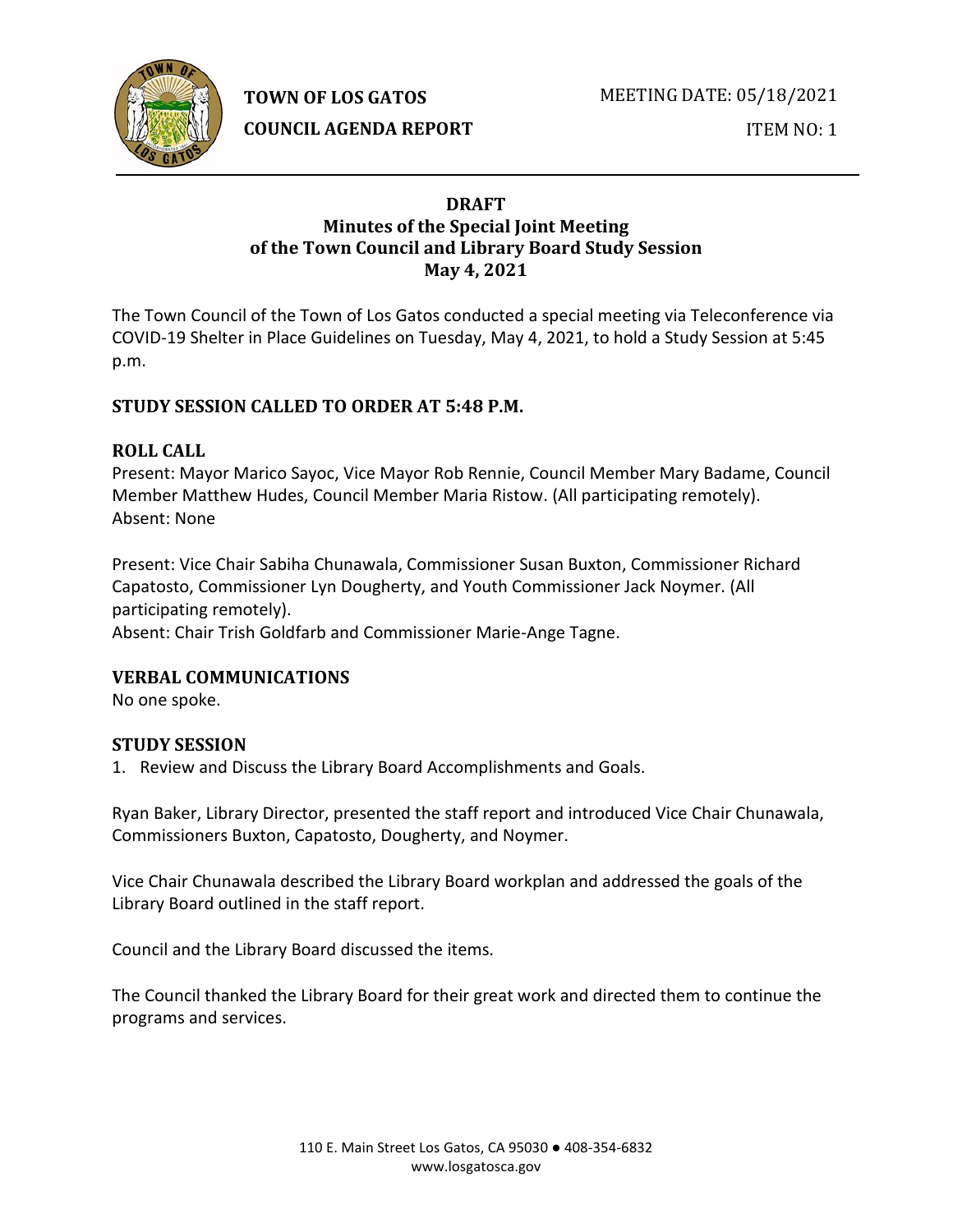**TOWN OF LOS GATOS**
**COUNCIL AGENDA REPORT**

MEETING DATE: 05/18/2021

ITEM NO: 1

# DRAFT
## Minutes of the Special Joint Meeting of the Town Council and Library Board Study Session May 4, 2021

The Town Council of the Town of Los Gatos conducted a special meeting via Teleconference via COVID-19 Shelter in Place Guidelines on Tuesday, May 4, 2021, to hold a Study Session at 5:45 p.m.

### STUDY SESSION CALLED TO ORDER AT 5:48 P.M.

### ROLL CALL

Present: Mayor Marico Sayoc, Vice Mayor Rob Rennie, Council Member Mary Badame, Council Member Matthew Hudes, Council Member Maria Ristow. (All participating remotely).
Absent: None

Present: Vice Chair Sabiha Chunawala, Commissioner Susan Buxton, Commissioner Richard Capatosto, Commissioner Lyn Dougherty, and Youth Commissioner Jack Noymer. (All participating remotely).
Absent: Chair Trish Goldfarb and Commissioner Marie-Ange Tagne.

### VERBAL COMMUNICATIONS

No one spoke.

### STUDY SESSION

1. Review and Discuss the Library Board Accomplishments and Goals.

Ryan Baker, Library Director, presented the staff report and introduced Vice Chair Chunawala, Commissioners Buxton, Capatosto, Dougherty, and Noymer.

Vice Chair Chunawala described the Library Board workplan and addressed the goals of the Library Board outlined in the staff report.

Council and the Library Board discussed the items.

The Council thanked the Library Board for their great work and directed them to continue the programs and services.

110 E. Main Street Los Gatos, CA 95030 ● 408-354-6832
www.losgatosca.gov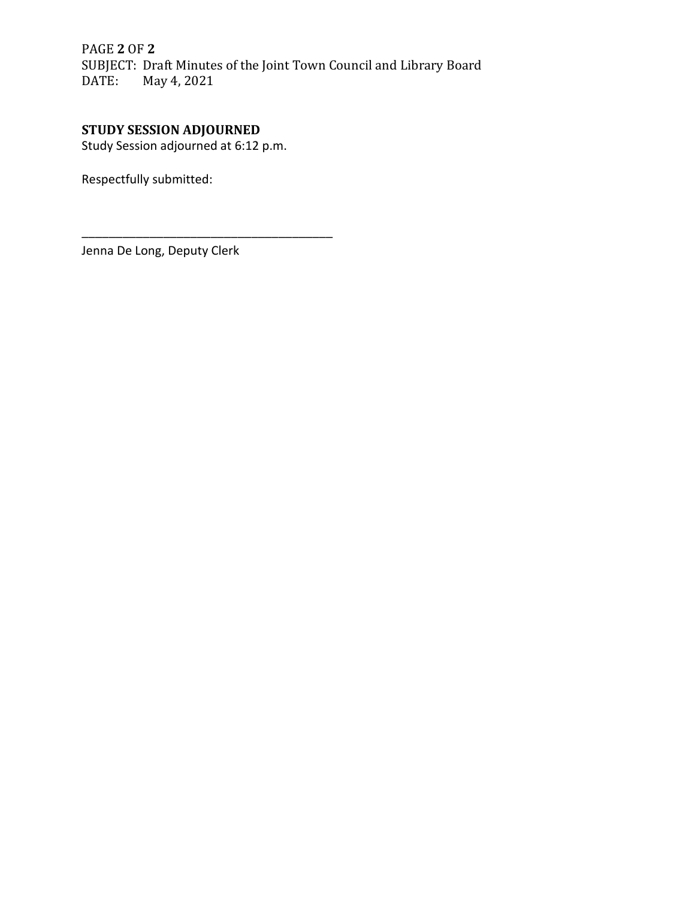## STUDY SESSION ADJOURNED

Study Session adjourned at 6:12 p.m.

Respectfully submitted:

\_\_\_\_\_\_\_\_\_\_\_\_\_\_\_\_\_\_\_\_\_\_\_\_\_\_\_\_\_\_\_\_\_\_\_\_\_\_\_\_

Jenna De Long, Deputy Clerk